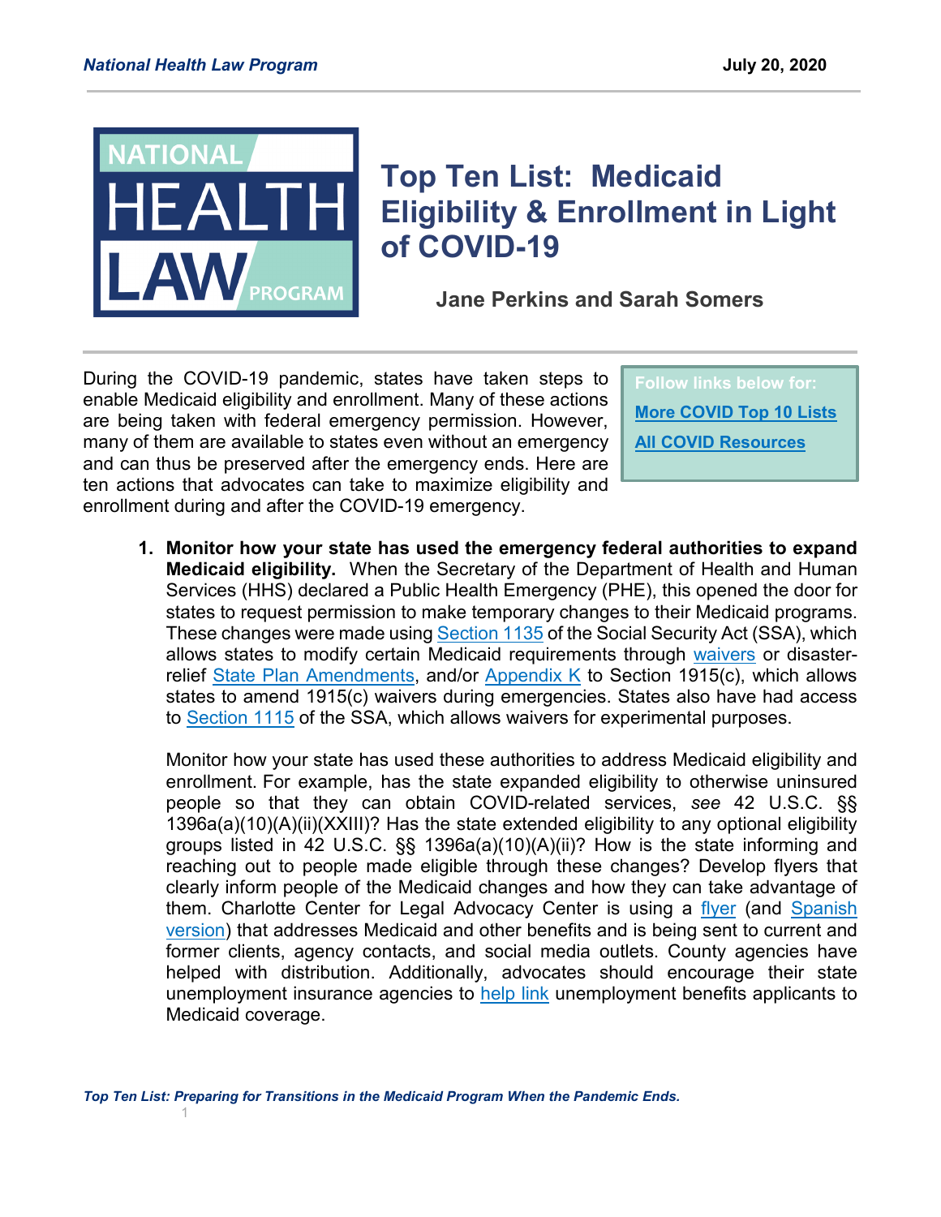# Top Ten List: Medicaid Eligibility & Enrollment in Light of COVID-19

**Jane Perkins and Sarah Somers**

During the COVID-19 pandemic, states have taken steps to enable Medicaid eligibility and enrollment. Many of these actions are being taken with federal emergency permission. However, many of them are available to states even without an emergency and can thus be preserved after the emergency ends. Here are ten actions that advocates can take to maximize eligibility and enrollment during and after the COVID-19 emergency.

> Follow links below for:
>
> **More COVID Top 10 Lists**
>
> **All COVID Resources**

1. **Monitor how your state has used the emergency federal authorities to expand Medicaid eligibility.** When the Secretary of the Department of Health and Human Services (HHS) declared a Public Health Emergency (PHE), this opened the door for states to request permission to make temporary changes to their Medicaid programs. These changes were made using Section 1135 of the Social Security Act (SSA), which allows states to modify certain Medicaid requirements through waivers or disaster-relief State Plan Amendments, and/or Appendix K to Section 1915(c), which allows states to amend 1915(c) waivers during emergencies. States also have had access to Section 1115 of the SSA, which allows waivers for experimental purposes.

   Monitor how your state has used these authorities to address Medicaid eligibility and enrollment. For example, has the state expanded eligibility to otherwise uninsured people so that they can obtain COVID-related services, *see* 42 U.S.C. §§ 1396a(a)(10)(A)(ii)(XXIII)? Has the state extended eligibility to any optional eligibility groups listed in 42 U.S.C. §§ 1396a(a)(10)(A)(ii)? How is the state informing and reaching out to people made eligible through these changes? Develop flyers that clearly inform people of the Medicaid changes and how they can take advantage of them. Charlotte Center for Legal Advocacy Center is using a flyer (and Spanish version) that addresses Medicaid and other benefits and is being sent to current and former clients, agency contacts, and social media outlets. County agencies have helped with distribution. Additionally, advocates should encourage their state unemployment insurance agencies to help link unemployment benefits applicants to Medicaid coverage.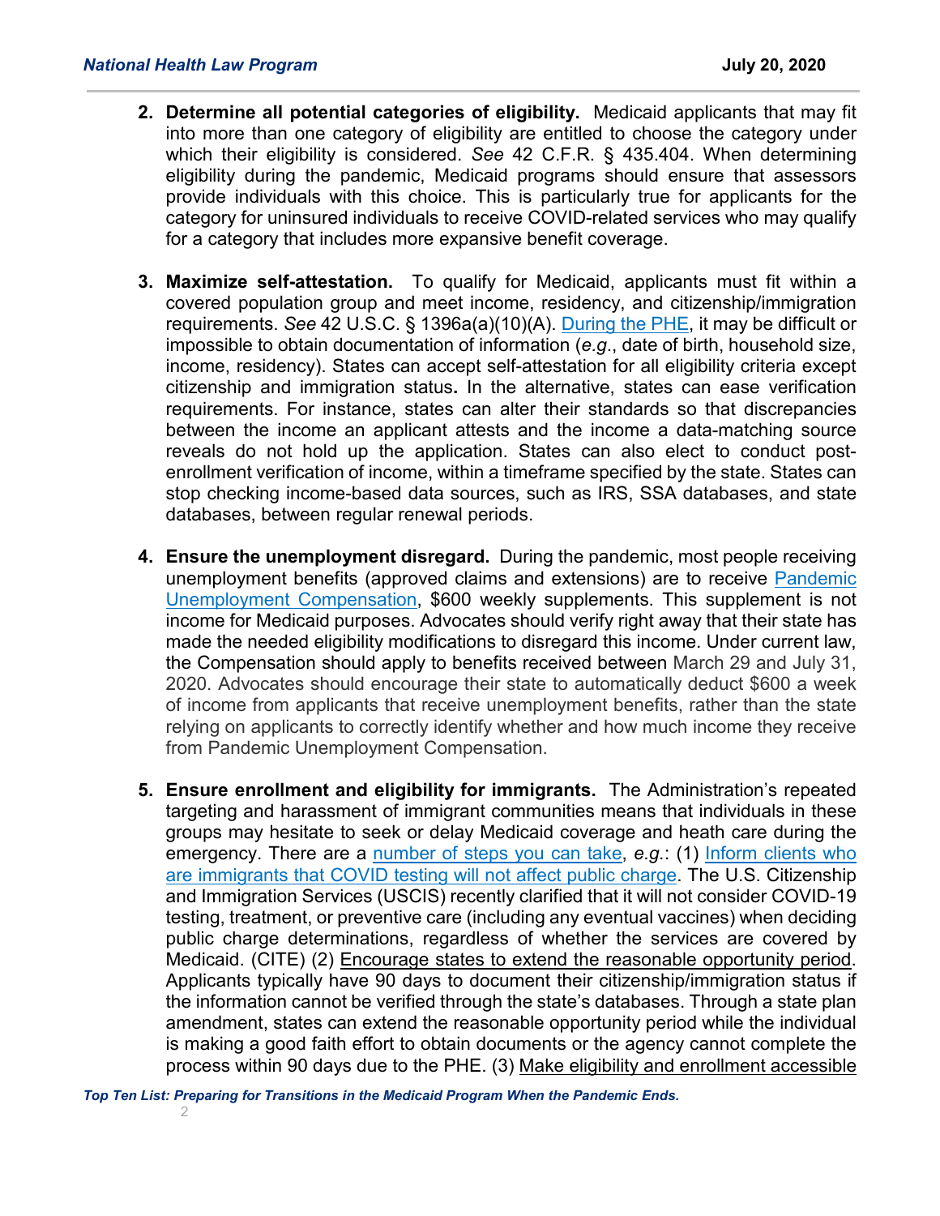2. **Determine all potential categories of eligibility.** Medicaid applicants that may fit into more than one category of eligibility are entitled to choose the category under which their eligibility is considered. *See* 42 C.F.R. § 435.404. When determining eligibility during the pandemic, Medicaid programs should ensure that assessors provide individuals with this choice. This is particularly true for applicants for the category for uninsured individuals to receive COVID-related services who may qualify for a category that includes more expansive benefit coverage.

3. **Maximize self-attestation.** To qualify for Medicaid, applicants must fit within a covered population group and meet income, residency, and citizenship/immigration requirements. *See* 42 U.S.C. § 1396a(a)(10)(A). During the PHE, it may be difficult or impossible to obtain documentation of information (*e.g*., date of birth, household size, income, residency). States can accept self-attestation for all eligibility criteria except citizenship and immigration status**.** In the alternative, states can ease verification requirements. For instance, states can alter their standards so that discrepancies between the income an applicant attests and the income a data-matching source reveals do not hold up the application. States can also elect to conduct post-enrollment verification of income, within a timeframe specified by the state. States can stop checking income-based data sources, such as IRS, SSA databases, and state databases, between regular renewal periods.

4. **Ensure the unemployment disregard.** During the pandemic, most people receiving unemployment benefits (approved claims and extensions) are to receive Pandemic Unemployment Compensation, $600 weekly supplements. This supplement is not income for Medicaid purposes. Advocates should verify right away that their state has made the needed eligibility modifications to disregard this income. Under current law, the Compensation should apply to benefits received between March 29 and July 31, 2020. Advocates should encourage their state to automatically deduct $600 a week of income from applicants that receive unemployment benefits, rather than the state relying on applicants to correctly identify whether and how much income they receive from Pandemic Unemployment Compensation.

5. **Ensure enrollment and eligibility for immigrants.** The Administration's repeated targeting and harassment of immigrant communities means that individuals in these groups may hesitate to seek or delay Medicaid coverage and heath care during the emergency. There are a number of steps you can take, *e.g.*: (1) Inform clients who are immigrants that COVID testing will not affect public charge. The U.S. Citizenship and Immigration Services (USCIS) recently clarified that it will not consider COVID-19 testing, treatment, or preventive care (including any eventual vaccines) when deciding public charge determinations, regardless of whether the services are covered by Medicaid. (CITE) (2) Encourage states to extend the reasonable opportunity period. Applicants typically have 90 days to document their citizenship/immigration status if the information cannot be verified through the state's databases. Through a state plan amendment, states can extend the reasonable opportunity period while the individual is making a good faith effort to obtain documents or the agency cannot complete the process within 90 days due to the PHE. (3) Make eligibility and enrollment accessible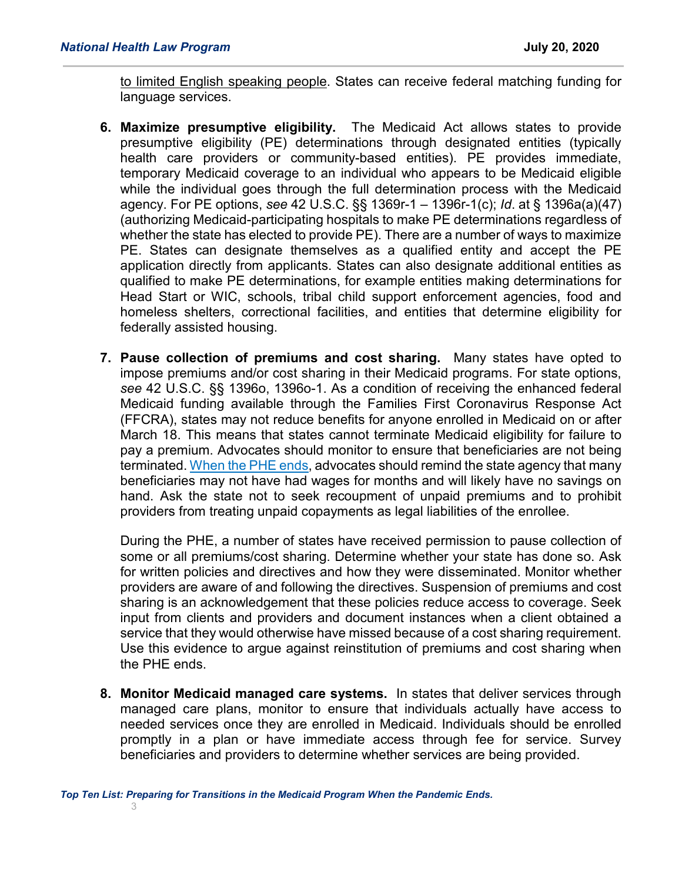to limited English speaking people. States can receive federal matching funding for language services.

6. **Maximize presumptive eligibility.** The Medicaid Act allows states to provide presumptive eligibility (PE) determinations through designated entities (typically health care providers or community-based entities). PE provides immediate, temporary Medicaid coverage to an individual who appears to be Medicaid eligible while the individual goes through the full determination process with the Medicaid agency. For PE options, *see* 42 U.S.C. §§ 1369r-1 – 1396r-1(c); *Id*. at § 1396a(a)(47) (authorizing Medicaid-participating hospitals to make PE determinations regardless of whether the state has elected to provide PE). There are a number of ways to maximize PE. States can designate themselves as a qualified entity and accept the PE application directly from applicants. States can also designate additional entities as qualified to make PE determinations, for example entities making determinations for Head Start or WIC, schools, tribal child support enforcement agencies, food and homeless shelters, correctional facilities, and entities that determine eligibility for federally assisted housing.

7. **Pause collection of premiums and cost sharing.** Many states have opted to impose premiums and/or cost sharing in their Medicaid programs. For state options, *see* 42 U.S.C. §§ 1396o, 1396o-1. As a condition of receiving the enhanced federal Medicaid funding available through the Families First Coronavirus Response Act (FFCRA), states may not reduce benefits for anyone enrolled in Medicaid on or after March 18. This means that states cannot terminate Medicaid eligibility for failure to pay a premium. Advocates should monitor to ensure that beneficiaries are not being terminated. When the PHE ends, advocates should remind the state agency that many beneficiaries may not have had wages for months and will likely have no savings on hand. Ask the state not to seek recoupment of unpaid premiums and to prohibit providers from treating unpaid copayments as legal liabilities of the enrollee.

   During the PHE, a number of states have received permission to pause collection of some or all premiums/cost sharing. Determine whether your state has done so. Ask for written policies and directives and how they were disseminated. Monitor whether providers are aware of and following the directives. Suspension of premiums and cost sharing is an acknowledgement that these policies reduce access to coverage. Seek input from clients and providers and document instances when a client obtained a service that they would otherwise have missed because of a cost sharing requirement. Use this evidence to argue against reinstitution of premiums and cost sharing when the PHE ends.

8. **Monitor Medicaid managed care systems.** In states that deliver services through managed care plans, monitor to ensure that individuals actually have access to needed services once they are enrolled in Medicaid. Individuals should be enrolled promptly in a plan or have immediate access through fee for service. Survey beneficiaries and providers to determine whether services are being provided.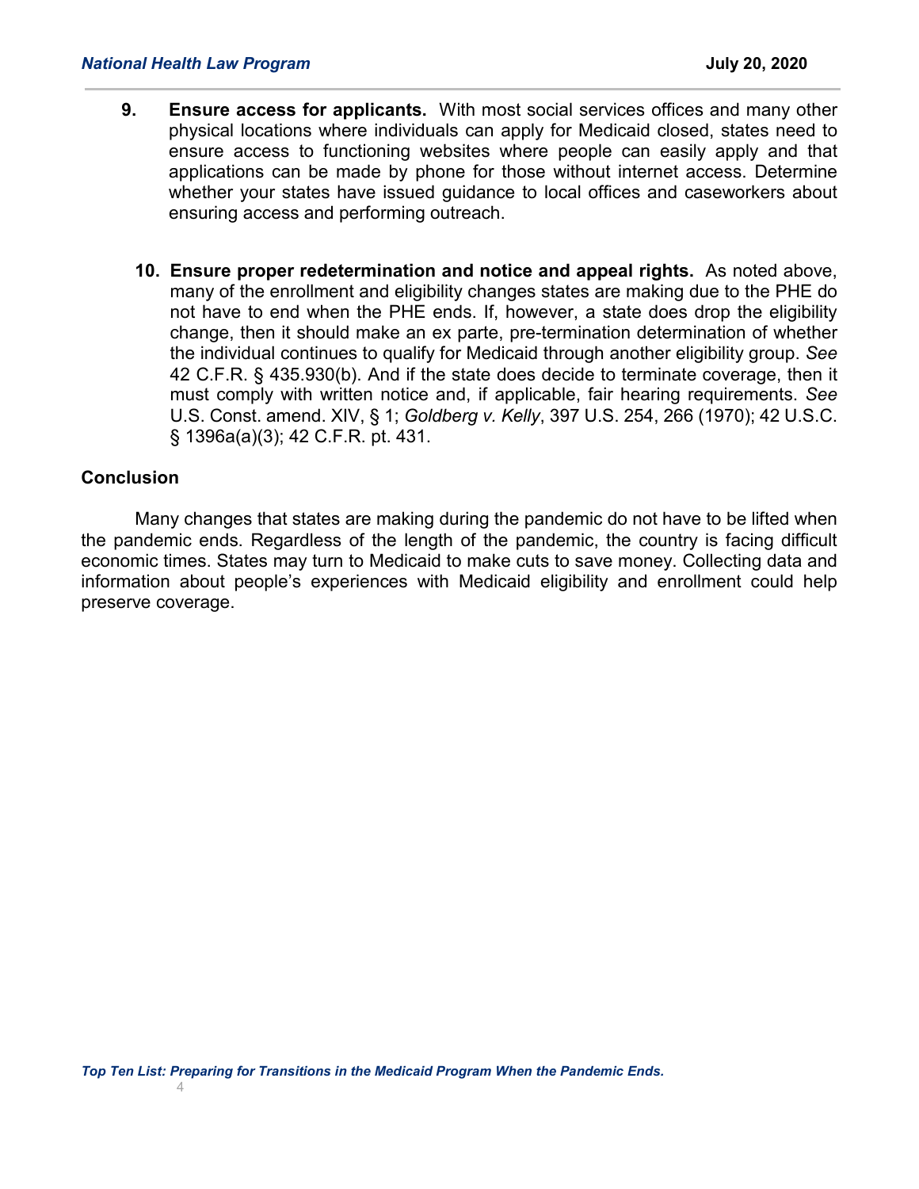9. **Ensure access for applicants.** With most social services offices and many other physical locations where individuals can apply for Medicaid closed, states need to ensure access to functioning websites where people can easily apply and that applications can be made by phone for those without internet access. Determine whether your states have issued guidance to local offices and caseworkers about ensuring access and performing outreach.

10. **Ensure proper redetermination and notice and appeal rights.** As noted above, many of the enrollment and eligibility changes states are making due to the PHE do not have to end when the PHE ends. If, however, a state does drop the eligibility change, then it should make an ex parte, pre-termination determination of whether the individual continues to qualify for Medicaid through another eligibility group. *See* 42 C.F.R. § 435.930(b). And if the state does decide to terminate coverage, then it must comply with written notice and, if applicable, fair hearing requirements. *See* U.S. Const. amend. XIV, § 1; *Goldberg v. Kelly*, 397 U.S. 254, 266 (1970); 42 U.S.C. § 1396a(a)(3); 42 C.F.R. pt. 431.

## Conclusion

Many changes that states are making during the pandemic do not have to be lifted when the pandemic ends. Regardless of the length of the pandemic, the country is facing difficult economic times. States may turn to Medicaid to make cuts to save money. Collecting data and information about people's experiences with Medicaid eligibility and enrollment could help preserve coverage.